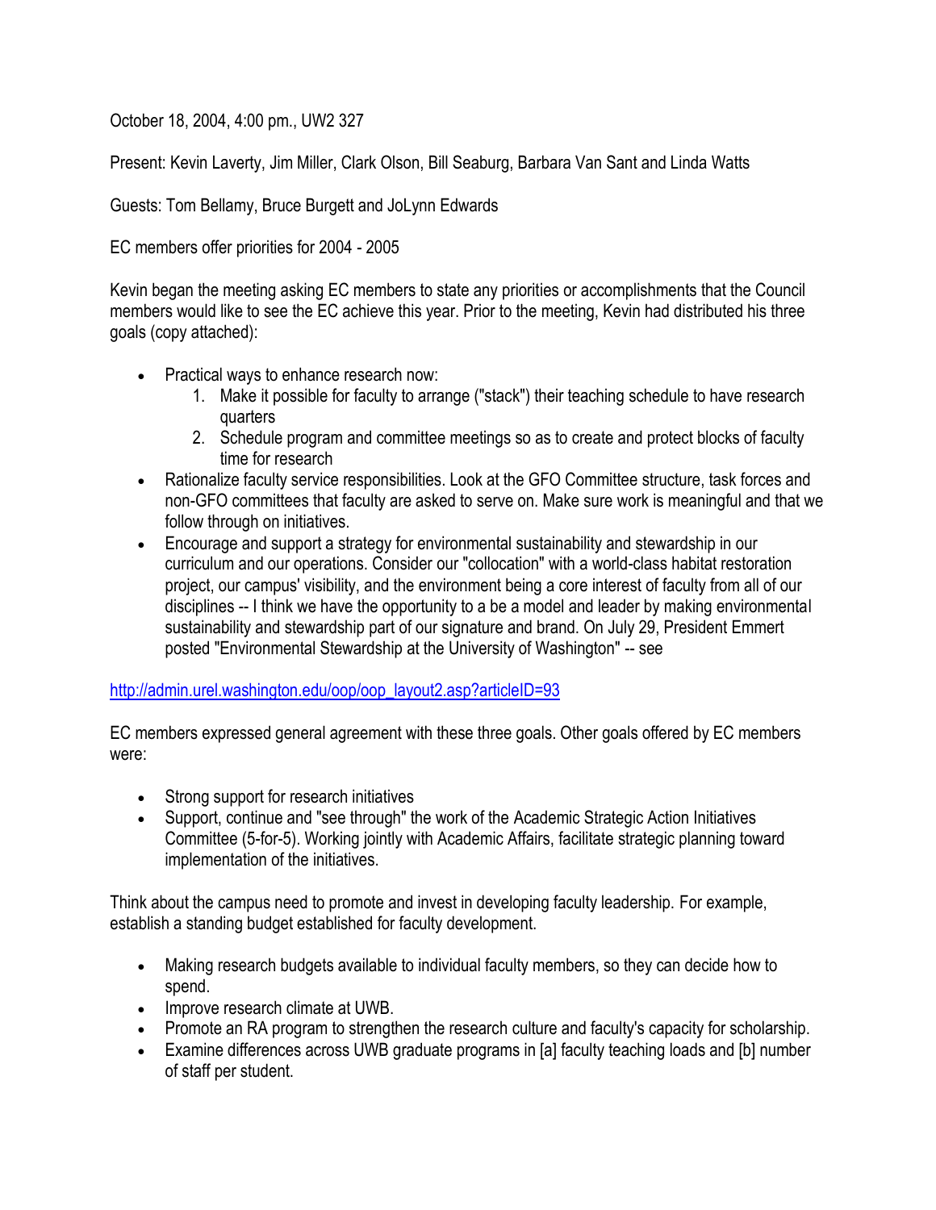October 18, 2004, 4:00 pm., UW2 327

Present: Kevin Laverty, Jim Miller, Clark Olson, Bill Seaburg, Barbara Van Sant and Linda Watts

Guests: Tom Bellamy, Bruce Burgett and JoLynn Edwards

EC members offer priorities for 2004 - 2005

Kevin began the meeting asking EC members to state any priorities or accomplishments that the Council members would like to see the EC achieve this year. Prior to the meeting, Kevin had distributed his three goals (copy attached):

- Practical ways to enhance research now:
  1. Make it possible for faculty to arrange ("stack") their teaching schedule to have research quarters
  2. Schedule program and committee meetings so as to create and protect blocks of faculty time for research
- Rationalize faculty service responsibilities. Look at the GFO Committee structure, task forces and non-GFO committees that faculty are asked to serve on. Make sure work is meaningful and that we follow through on initiatives.
- Encourage and support a strategy for environmental sustainability and stewardship in our curriculum and our operations. Consider our "collocation" with a world-class habitat restoration project, our campus' visibility, and the environment being a core interest of faculty from all of our disciplines -- I think we have the opportunity to a be a model and leader by making environmental sustainability and stewardship part of our signature and brand. On July 29, President Emmert posted "Environmental Stewardship at the University of Washington" -- see

[http://admin.urel.washington.edu/oop/oop_layout2.asp?articleID=93](http://admin.urel.washington.edu/oop/oop_layout2.asp?articleID=93)

EC members expressed general agreement with these three goals. Other goals offered by EC members were:

- Strong support for research initiatives
- Support, continue and "see through" the work of the Academic Strategic Action Initiatives Committee (5-for-5). Working jointly with Academic Affairs, facilitate strategic planning toward implementation of the initiatives.

Think about the campus need to promote and invest in developing faculty leadership. For example, establish a standing budget established for faculty development.

- Making research budgets available to individual faculty members, so they can decide how to spend.
- Improve research climate at UWB.
- Promote an RA program to strengthen the research culture and faculty's capacity for scholarship.
- Examine differences across UWB graduate programs in [a] faculty teaching loads and [b] number of staff per student.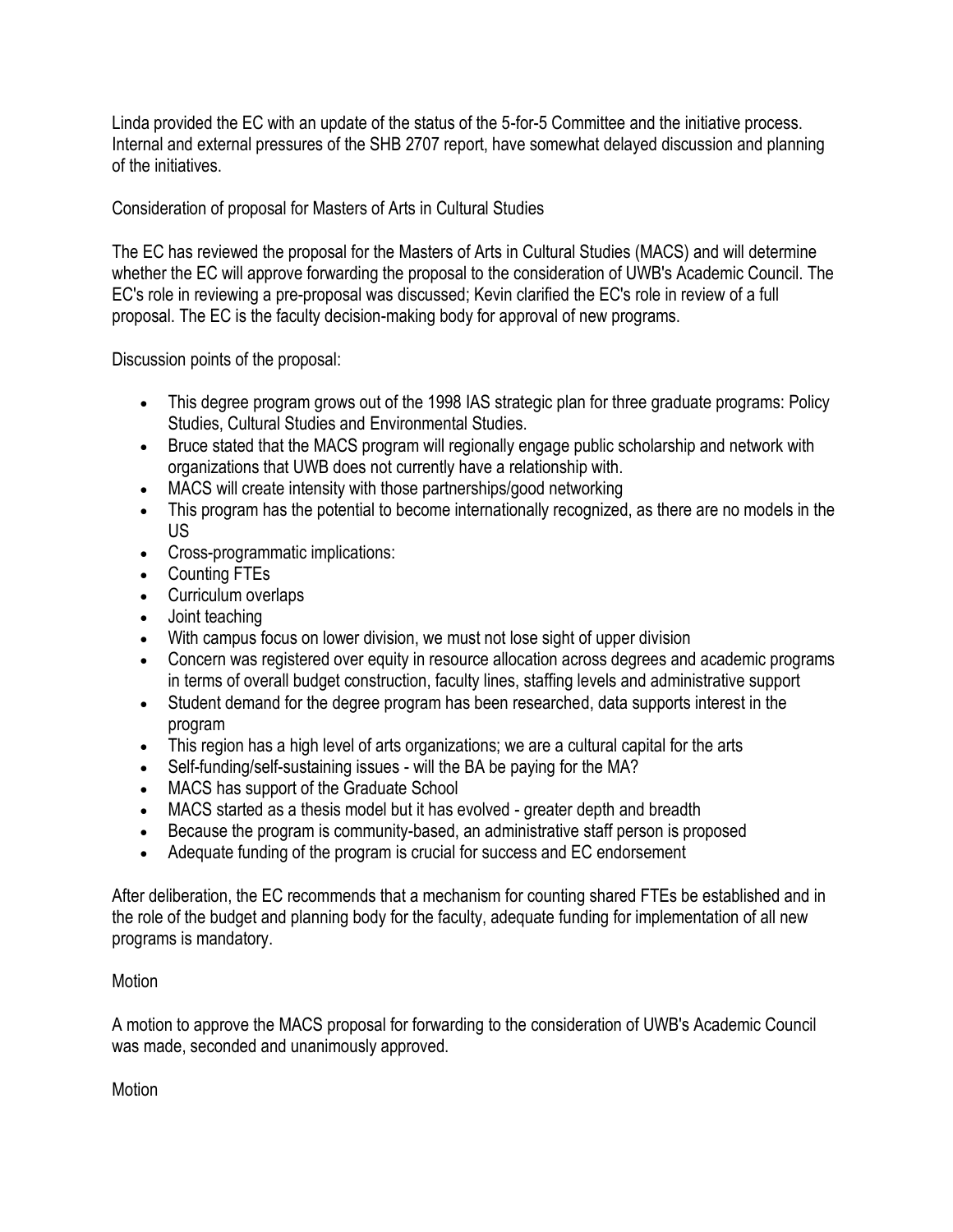Linda provided the EC with an update of the status of the 5-for-5 Committee and the initiative process. Internal and external pressures of the SHB 2707 report, have somewhat delayed discussion and planning of the initiatives.

Consideration of proposal for Masters of Arts in Cultural Studies

The EC has reviewed the proposal for the Masters of Arts in Cultural Studies (MACS) and will determine whether the EC will approve forwarding the proposal to the consideration of UWB's Academic Council. The EC's role in reviewing a pre-proposal was discussed; Kevin clarified the EC's role in review of a full proposal. The EC is the faculty decision-making body for approval of new programs.

Discussion points of the proposal:

- This degree program grows out of the 1998 IAS strategic plan for three graduate programs: Policy Studies, Cultural Studies and Environmental Studies.
- Bruce stated that the MACS program will regionally engage public scholarship and network with organizations that UWB does not currently have a relationship with.
- MACS will create intensity with those partnerships/good networking
- This program has the potential to become internationally recognized, as there are no models in the US
- Cross-programmatic implications:
- Counting FTEs
- Curriculum overlaps
- Joint teaching
- With campus focus on lower division, we must not lose sight of upper division
- Concern was registered over equity in resource allocation across degrees and academic programs in terms of overall budget construction, faculty lines, staffing levels and administrative support
- Student demand for the degree program has been researched, data supports interest in the program
- This region has a high level of arts organizations; we are a cultural capital for the arts
- Self-funding/self-sustaining issues - will the BA be paying for the MA?
- MACS has support of the Graduate School
- MACS started as a thesis model but it has evolved - greater depth and breadth
- Because the program is community-based, an administrative staff person is proposed
- Adequate funding of the program is crucial for success and EC endorsement

After deliberation, the EC recommends that a mechanism for counting shared FTEs be established and in the role of the budget and planning body for the faculty, adequate funding for implementation of all new programs is mandatory.

Motion

A motion to approve the MACS proposal for forwarding to the consideration of UWB's Academic Council was made, seconded and unanimously approved.

Motion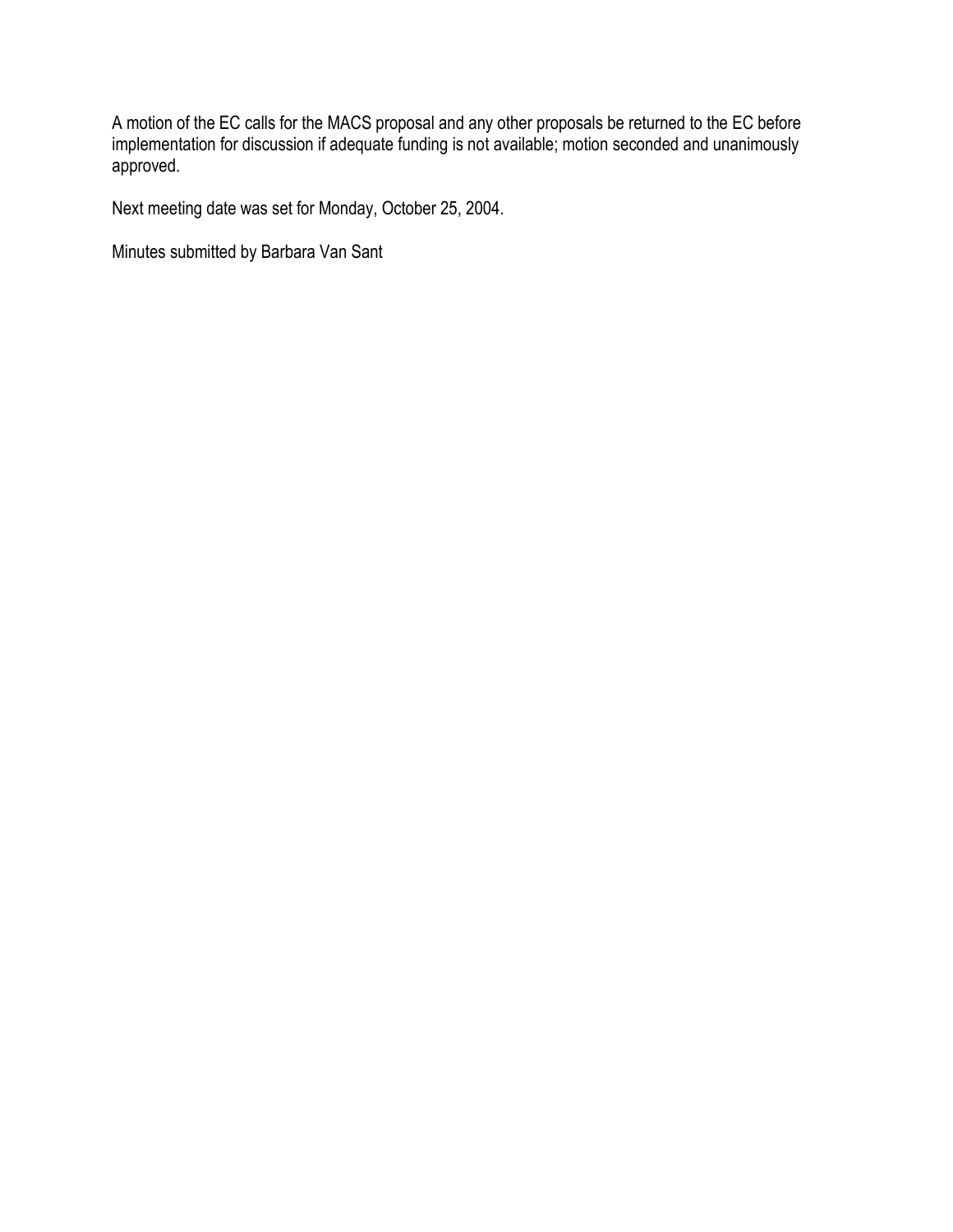A motion of the EC calls for the MACS proposal and any other proposals be returned to the EC before implementation for discussion if adequate funding is not available; motion seconded and unanimously approved.

Next meeting date was set for Monday, October 25, 2004.

Minutes submitted by Barbara Van Sant